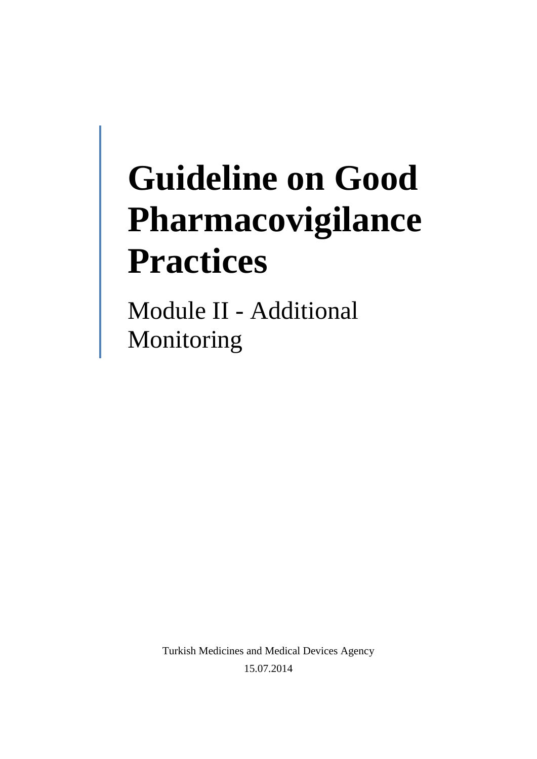# Guideline on Good Pharmacovigilance Practices

## Module II - Additional Monitoring

Turkish Medicines and Medical Devices Agency

15.07.2014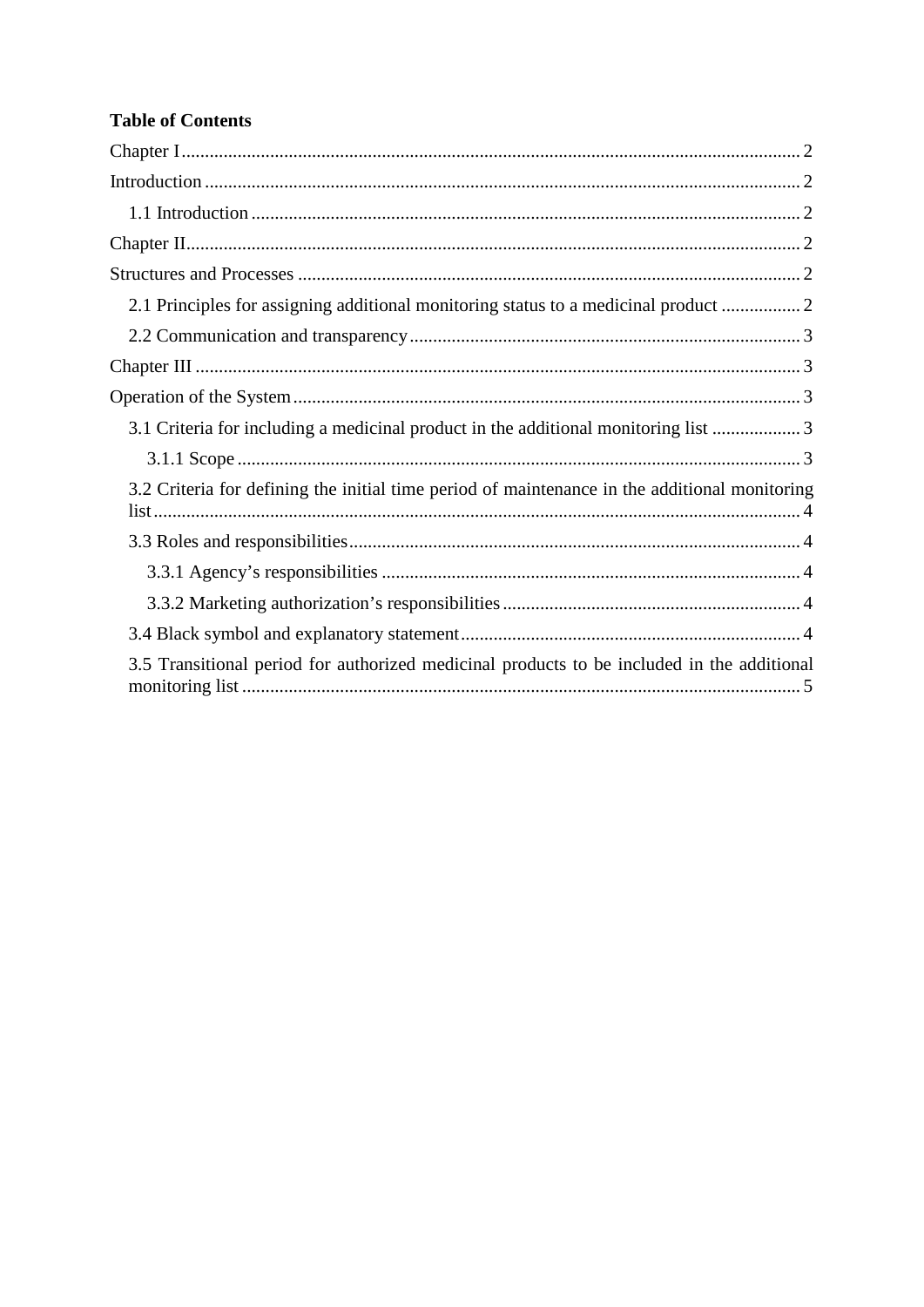**Table of Contents**

Chapter I ........ 2

Introduction ........ 2

1.1 Introduction ........ 2

Chapter II ........ 2

Structures and Processes ........ 2

2.1 Principles for assigning additional monitoring status to a medicinal product ........ 2

2.2 Communication and transparency ........ 3

Chapter III ........ 3

Operation of the System ........ 3

3.1 Criteria for including a medicinal product in the additional monitoring list ........ 3

3.1.1 Scope ........ 3

3.2 Criteria for defining the initial time period of maintenance in the additional monitoring list ........ 4

3.3 Roles and responsibilities ........ 4

3.3.1 Agency's responsibilities ........ 4

3.3.2 Marketing authorization's responsibilities ........ 4

3.4 Black symbol and explanatory statement ........ 4

3.5 Transitional period for authorized medicinal products to be included in the additional monitoring list ........ 5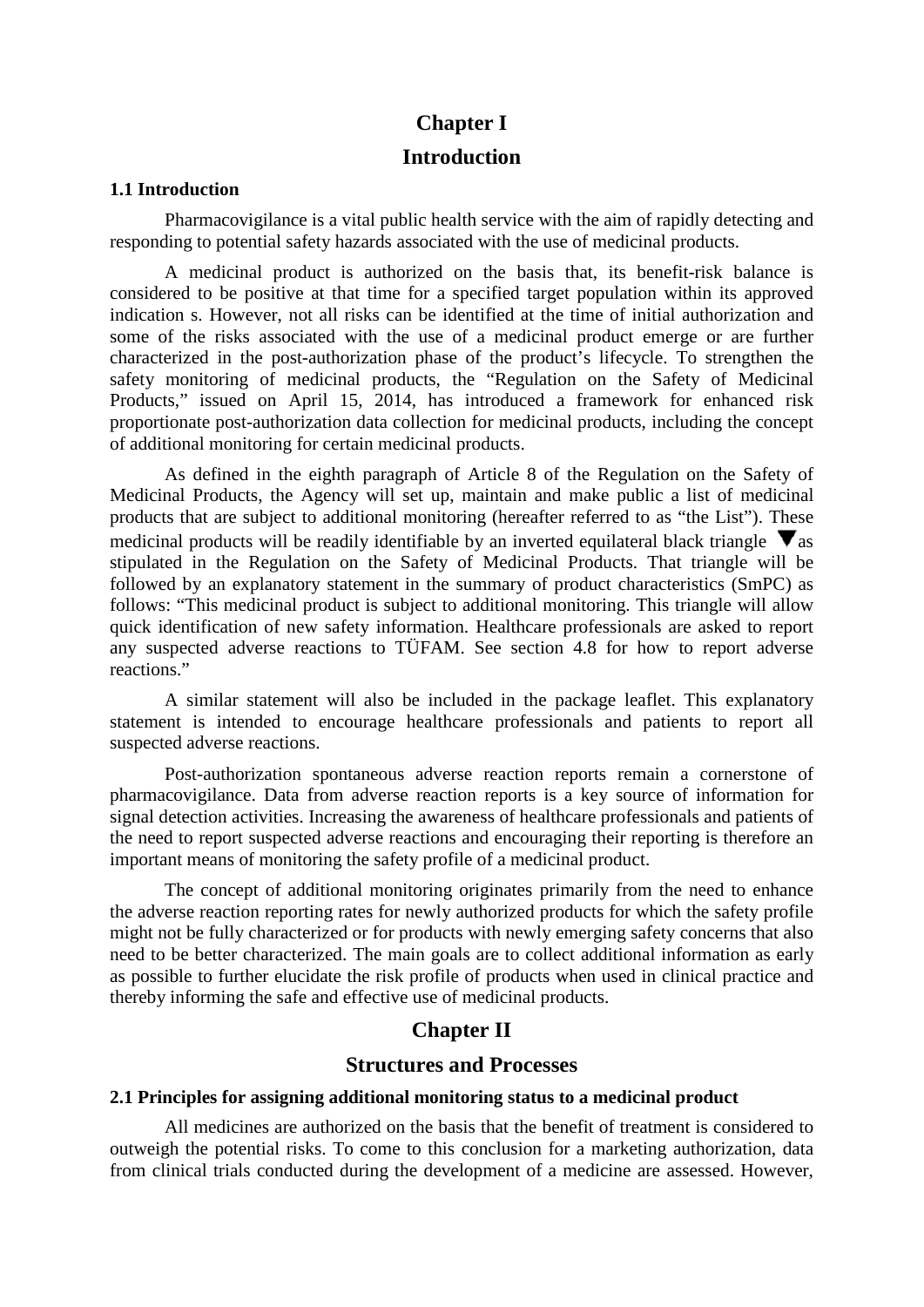# Chapter I

# Introduction

### 1.1 Introduction

Pharmacovigilance is a vital public health service with the aim of rapidly detecting and responding to potential safety hazards associated with the use of medicinal products.

A medicinal product is authorized on the basis that, its benefit-risk balance is considered to be positive at that time for a specified target population within its approved indication s. However, not all risks can be identified at the time of initial authorization and some of the risks associated with the use of a medicinal product emerge or are further characterized in the post-authorization phase of the product's lifecycle. To strengthen the safety monitoring of medicinal products, the "Regulation on the Safety of Medicinal Products," issued on April 15, 2014, has introduced a framework for enhanced risk proportionate post-authorization data collection for medicinal products, including the concept of additional monitoring for certain medicinal products.

As defined in the eighth paragraph of Article 8 of the Regulation on the Safety of Medicinal Products, the Agency will set up, maintain and make public a list of medicinal products that are subject to additional monitoring (hereafter referred to as "the List"). These medicinal products will be readily identifiable by an inverted equilateral black triangle ▼as stipulated in the Regulation on the Safety of Medicinal Products. That triangle will be followed by an explanatory statement in the summary of product characteristics (SmPC) as follows: "This medicinal product is subject to additional monitoring. This triangle will allow quick identification of new safety information. Healthcare professionals are asked to report any suspected adverse reactions to TÜFAM. See section 4.8 for how to report adverse reactions."

A similar statement will also be included in the package leaflet. This explanatory statement is intended to encourage healthcare professionals and patients to report all suspected adverse reactions.

Post-authorization spontaneous adverse reaction reports remain a cornerstone of pharmacovigilance. Data from adverse reaction reports is a key source of information for signal detection activities. Increasing the awareness of healthcare professionals and patients of the need to report suspected adverse reactions and encouraging their reporting is therefore an important means of monitoring the safety profile of a medicinal product.

The concept of additional monitoring originates primarily from the need to enhance the adverse reaction reporting rates for newly authorized products for which the safety profile might not be fully characterized or for products with newly emerging safety concerns that also need to be better characterized. The main goals are to collect additional information as early as possible to further elucidate the risk profile of products when used in clinical practice and thereby informing the safe and effective use of medicinal products.

# Chapter II

# Structures and Processes

### 2.1 Principles for assigning additional monitoring status to a medicinal product

All medicines are authorized on the basis that the benefit of treatment is considered to outweigh the potential risks. To come to this conclusion for a marketing authorization, data from clinical trials conducted during the development of a medicine are assessed. However,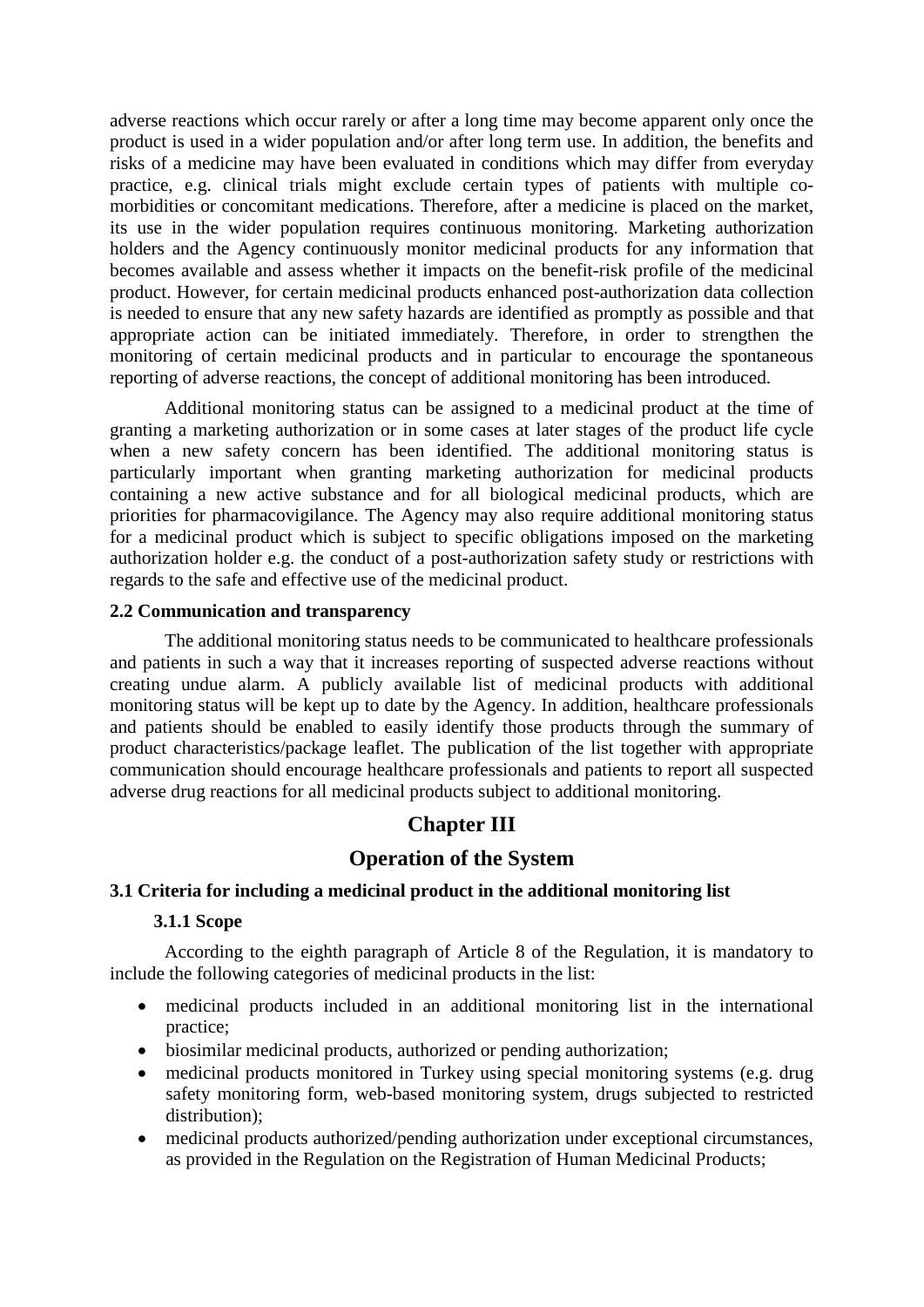adverse reactions which occur rarely or after a long time may become apparent only once the product is used in a wider population and/or after long term use. In addition, the benefits and risks of a medicine may have been evaluated in conditions which may differ from everyday practice, e.g. clinical trials might exclude certain types of patients with multiple co-morbidities or concomitant medications. Therefore, after a medicine is placed on the market, its use in the wider population requires continuous monitoring. Marketing authorization holders and the Agency continuously monitor medicinal products for any information that becomes available and assess whether it impacts on the benefit-risk profile of the medicinal product. However, for certain medicinal products enhanced post-authorization data collection is needed to ensure that any new safety hazards are identified as promptly as possible and that appropriate action can be initiated immediately. Therefore, in order to strengthen the monitoring of certain medicinal products and in particular to encourage the spontaneous reporting of adverse reactions, the concept of additional monitoring has been introduced.

Additional monitoring status can be assigned to a medicinal product at the time of granting a marketing authorization or in some cases at later stages of the product life cycle when a new safety concern has been identified. The additional monitoring status is particularly important when granting marketing authorization for medicinal products containing a new active substance and for all biological medicinal products, which are priorities for pharmacovigilance. The Agency may also require additional monitoring status for a medicinal product which is subject to specific obligations imposed on the marketing authorization holder e.g. the conduct of a post-authorization safety study or restrictions with regards to the safe and effective use of the medicinal product.

### 2.2 Communication and transparency

The additional monitoring status needs to be communicated to healthcare professionals and patients in such a way that it increases reporting of suspected adverse reactions without creating undue alarm. A publicly available list of medicinal products with additional monitoring status will be kept up to date by the Agency. In addition, healthcare professionals and patients should be enabled to easily identify those products through the summary of product characteristics/package leaflet. The publication of the list together with appropriate communication should encourage healthcare professionals and patients to report all suspected adverse drug reactions for all medicinal products subject to additional monitoring.

## Chapter III

## Operation of the System

### 3.1 Criteria for including a medicinal product in the additional monitoring list

#### 3.1.1 Scope

According to the eighth paragraph of Article 8 of the Regulation, it is mandatory to include the following categories of medicinal products in the list:

- medicinal products included in an additional monitoring list in the international practice;
- biosimilar medicinal products, authorized or pending authorization;
- medicinal products monitored in Turkey using special monitoring systems (e.g. drug safety monitoring form, web-based monitoring system, drugs subjected to restricted distribution);
- medicinal products authorized/pending authorization under exceptional circumstances, as provided in the Regulation on the Registration of Human Medicinal Products;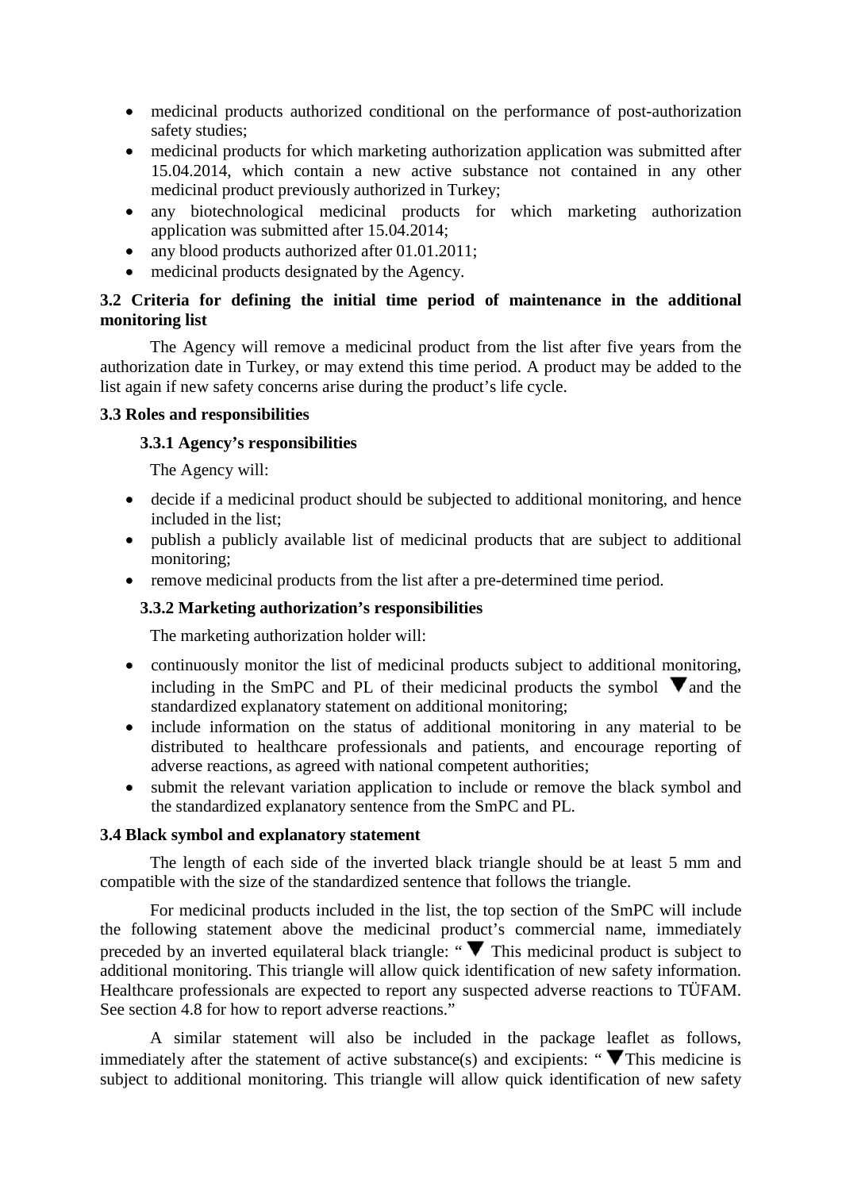- medicinal products authorized conditional on the performance of post-authorization safety studies;
- medicinal products for which marketing authorization application was submitted after 15.04.2014, which contain a new active substance not contained in any other medicinal product previously authorized in Turkey;
- any biotechnological medicinal products for which marketing authorization application was submitted after 15.04.2014;
- any blood products authorized after 01.01.2011;
- medicinal products designated by the Agency.

### 3.2 Criteria for defining the initial time period of maintenance in the additional monitoring list

The Agency will remove a medicinal product from the list after five years from the authorization date in Turkey, or may extend this time period. A product may be added to the list again if new safety concerns arise during the product's life cycle.

### 3.3 Roles and responsibilities

#### 3.3.1 Agency's responsibilities

The Agency will:

- decide if a medicinal product should be subjected to additional monitoring, and hence included in the list;
- publish a publicly available list of medicinal products that are subject to additional monitoring;
- remove medicinal products from the list after a pre-determined time period.

#### 3.3.2 Marketing authorization's responsibilities

The marketing authorization holder will:

- continuously monitor the list of medicinal products subject to additional monitoring, including in the SmPC and PL of their medicinal products the symbol ▼and the standardized explanatory statement on additional monitoring;
- include information on the status of additional monitoring in any material to be distributed to healthcare professionals and patients, and encourage reporting of adverse reactions, as agreed with national competent authorities;
- submit the relevant variation application to include or remove the black symbol and the standardized explanatory sentence from the SmPC and PL.

### 3.4 Black symbol and explanatory statement

The length of each side of the inverted black triangle should be at least 5 mm and compatible with the size of the standardized sentence that follows the triangle.

For medicinal products included in the list, the top section of the SmPC will include the following statement above the medicinal product's commercial name, immediately preceded by an inverted equilateral black triangle: "▼ This medicinal product is subject to additional monitoring. This triangle will allow quick identification of new safety information. Healthcare professionals are expected to report any suspected adverse reactions to TÜFAM. See section 4.8 for how to report adverse reactions."

A similar statement will also be included in the package leaflet as follows, immediately after the statement of active substance(s) and excipients: "▼This medicine is subject to additional monitoring. This triangle will allow quick identification of new safety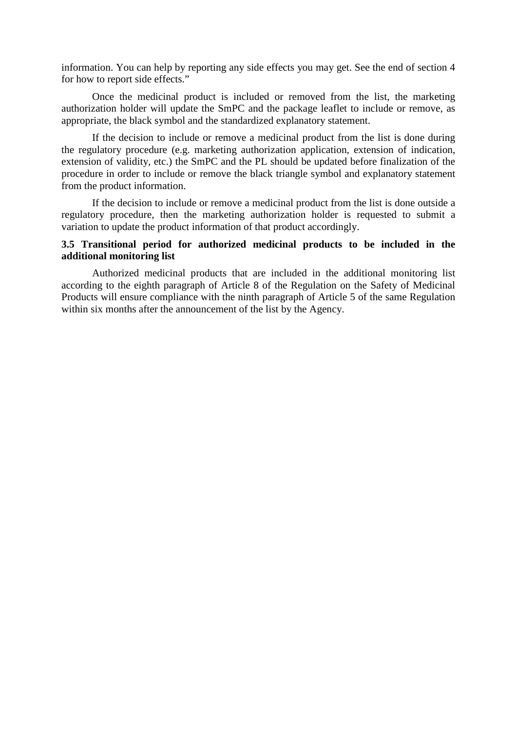information. You can help by reporting any side effects you may get. See the end of section 4 for how to report side effects."

Once the medicinal product is included or removed from the list, the marketing authorization holder will update the SmPC and the package leaflet to include or remove, as appropriate, the black symbol and the standardized explanatory statement.

If the decision to include or remove a medicinal product from the list is done during the regulatory procedure (e.g. marketing authorization application, extension of indication, extension of validity, etc.) the SmPC and the PL should be updated before finalization of the procedure in order to include or remove the black triangle symbol and explanatory statement from the product information.

If the decision to include or remove a medicinal product from the list is done outside a regulatory procedure, then the marketing authorization holder is requested to submit a variation to update the product information of that product accordingly.

**3.5 Transitional period for authorized medicinal products to be included in the additional monitoring list**

Authorized medicinal products that are included in the additional monitoring list according to the eighth paragraph of Article 8 of the Regulation on the Safety of Medicinal Products will ensure compliance with the ninth paragraph of Article 5 of the same Regulation within six months after the announcement of the list by the Agency.